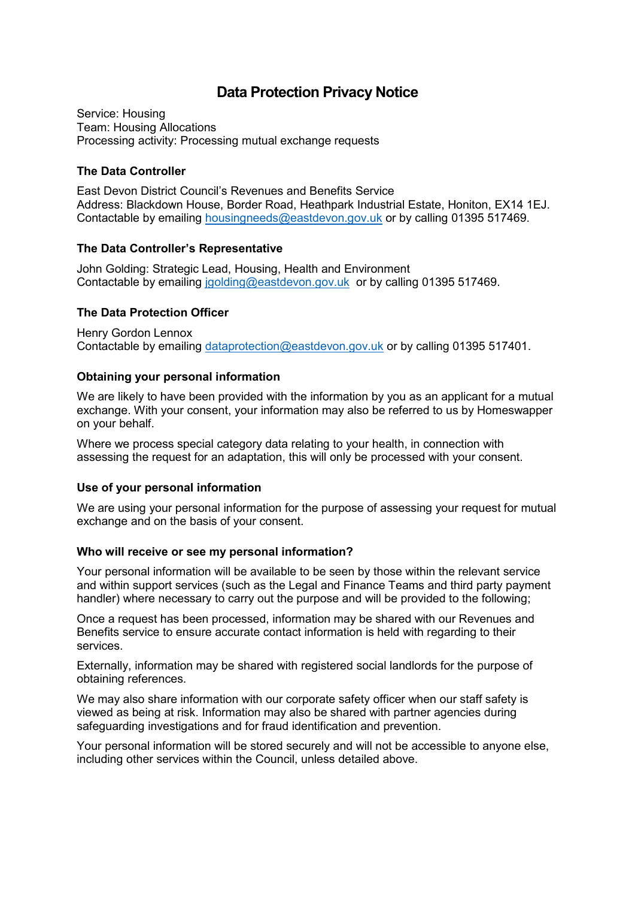# Data Protection Privacy Notice

Service: Housing
Team: Housing Allocations
Processing activity: Processing mutual exchange requests

### The Data Controller

East Devon District Council's Revenues and Benefits Service
Address: Blackdown House, Border Road, Heathpark Industrial Estate, Honiton, EX14 1EJ.
Contactable by emailing housingneeds@eastdevon.gov.uk or by calling 01395 517469.

### The Data Controller's Representative

John Golding: Strategic Lead, Housing, Health and Environment
Contactable by emailing jgolding@eastdevon.gov.uk or by calling 01395 517469.

### The Data Protection Officer

Henry Gordon Lennox
Contactable by emailing dataprotection@eastdevon.gov.uk or by calling 01395 517401.

### Obtaining your personal information

We are likely to have been provided with the information by you as an applicant for a mutual exchange. With your consent, your information may also be referred to us by Homeswapper on your behalf.

Where we process special category data relating to your health, in connection with assessing the request for an adaptation, this will only be processed with your consent.

### Use of your personal information

We are using your personal information for the purpose of assessing your request for mutual exchange and on the basis of your consent.

### Who will receive or see my personal information?

Your personal information will be available to be seen by those within the relevant service and within support services (such as the Legal and Finance Teams and third party payment handler) where necessary to carry out the purpose and will be provided to the following;

Once a request has been processed, information may be shared with our Revenues and Benefits service to ensure accurate contact information is held with regarding to their services.

Externally, information may be shared with registered social landlords for the purpose of obtaining references.

We may also share information with our corporate safety officer when our staff safety is viewed as being at risk. Information may also be shared with partner agencies during safeguarding investigations and for fraud identification and prevention.

Your personal information will be stored securely and will not be accessible to anyone else, including other services within the Council, unless detailed above.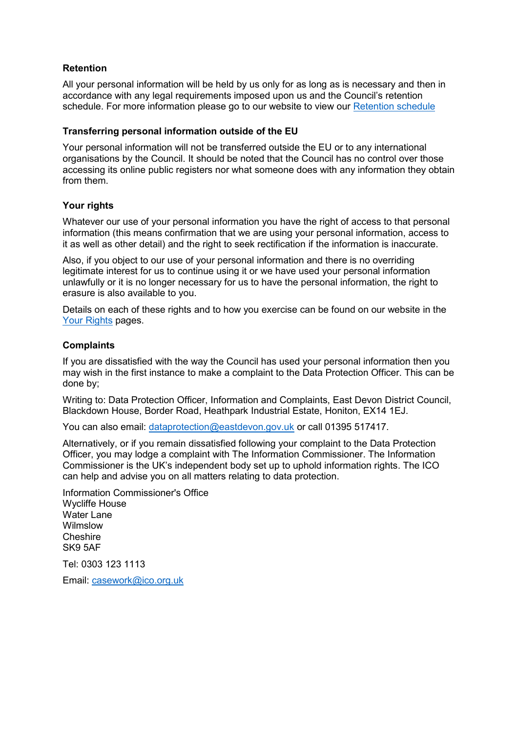## Retention

All your personal information will be held by us only for as long as is necessary and then in accordance with any legal requirements imposed upon us and the Council's retention schedule. For more information please go to our website to view our Retention schedule

## Transferring personal information outside of the EU

Your personal information will not be transferred outside the EU or to any international organisations by the Council. It should be noted that the Council has no control over those accessing its online public registers nor what someone does with any information they obtain from them.

## Your rights

Whatever our use of your personal information you have the right of access to that personal information (this means confirmation that we are using your personal information, access to it as well as other detail) and the right to seek rectification if the information is inaccurate.

Also, if you object to our use of your personal information and there is no overriding legitimate interest for us to continue using it or we have used your personal information unlawfully or it is no longer necessary for us to have the personal information, the right to erasure is also available to you.

Details on each of these rights and to how you exercise can be found on our website in the Your Rights pages.

## Complaints

If you are dissatisfied with the way the Council has used your personal information then you may wish in the first instance to make a complaint to the Data Protection Officer. This can be done by;

Writing to: Data Protection Officer, Information and Complaints, East Devon District Council, Blackdown House, Border Road, Heathpark Industrial Estate, Honiton, EX14 1EJ.

You can also email: dataprotection@eastdevon.gov.uk or call 01395 517417.

Alternatively, or if you remain dissatisfied following your complaint to the Data Protection Officer, you may lodge a complaint with The Information Commissioner. The Information Commissioner is the UK's independent body set up to uphold information rights. The ICO can help and advise you on all matters relating to data protection.

Information Commissioner's Office
Wycliffe House
Water Lane
Wilmslow
Cheshire
SK9 5AF

Tel: 0303 123 1113

Email: casework@ico.org.uk